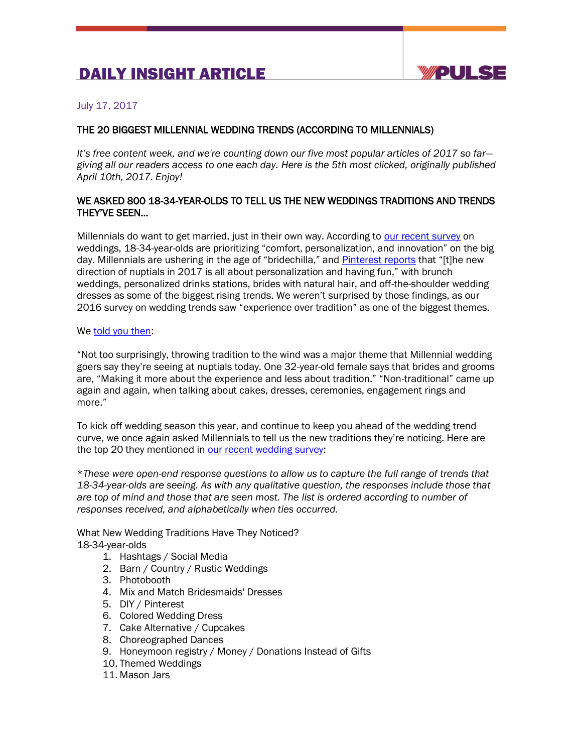# DAILY INSIGHT ARTICLE

July 17, 2017

## THE 20 BIGGEST MILLENNIAL WEDDING TRENDS (ACCORDING TO MILLENNIALS)

*It's free content week, and we're counting down our five most popular articles of 2017 so far—giving all our readers access to one each day. Here is the 5th most clicked, originally published April 10th, 2017. Enjoy!*

### WE ASKED 800 18-34-YEAR-OLDS TO TELL US THE NEW WEDDINGS TRADITIONS AND TRENDS THEY'VE SEEN...

Millennials do want to get married, just in their own way. According to our recent survey on weddings, 18-34-year-olds are prioritizing "comfort, personalization, and innovation" on the big day. Millennials are ushering in the age of "bridechilla," and Pinterest reports that "[t]he new direction of nuptials in 2017 is all about personalization and having fun," with brunch weddings, personalized drinks stations, brides with natural hair, and off-the-shoulder wedding dresses as some of the biggest rising trends. We weren't surprised by those findings, as our 2016 survey on wedding trends saw "experience over tradition" as one of the biggest themes.

We told you then:

"Not too surprisingly, throwing tradition to the wind was a major theme that Millennial wedding goers say they're seeing at nuptials today. One 32-year-old female says that brides and grooms are, "Making it more about the experience and less about tradition." "Non-traditional" came up again and again, when talking about cakes, dresses, ceremonies, engagement rings and more."

To kick off wedding season this year, and continue to keep you ahead of the wedding trend curve, we once again asked Millennials to tell us the new traditions they're noticing. Here are the top 20 they mentioned in our recent wedding survey:

**These were open-end response questions to allow us to capture the full range of trends that 18-34-year-olds are seeing. As with any qualitative question, the responses include those that are top of mind and those that are seen most. The list is ordered according to number of responses received, and alphabetically when ties occurred.*

What New Wedding Traditions Have They Noticed?
18-34-year-olds

1. Hashtags / Social Media
2. Barn / Country / Rustic Weddings
3. Photobooth
4. Mix and Match Bridesmaids' Dresses
5. DIY / Pinterest
6. Colored Wedding Dress
7. Cake Alternative / Cupcakes
8. Choreographed Dances
9. Honeymoon registry / Money / Donations Instead of Gifts
10. Themed Weddings
11. Mason Jars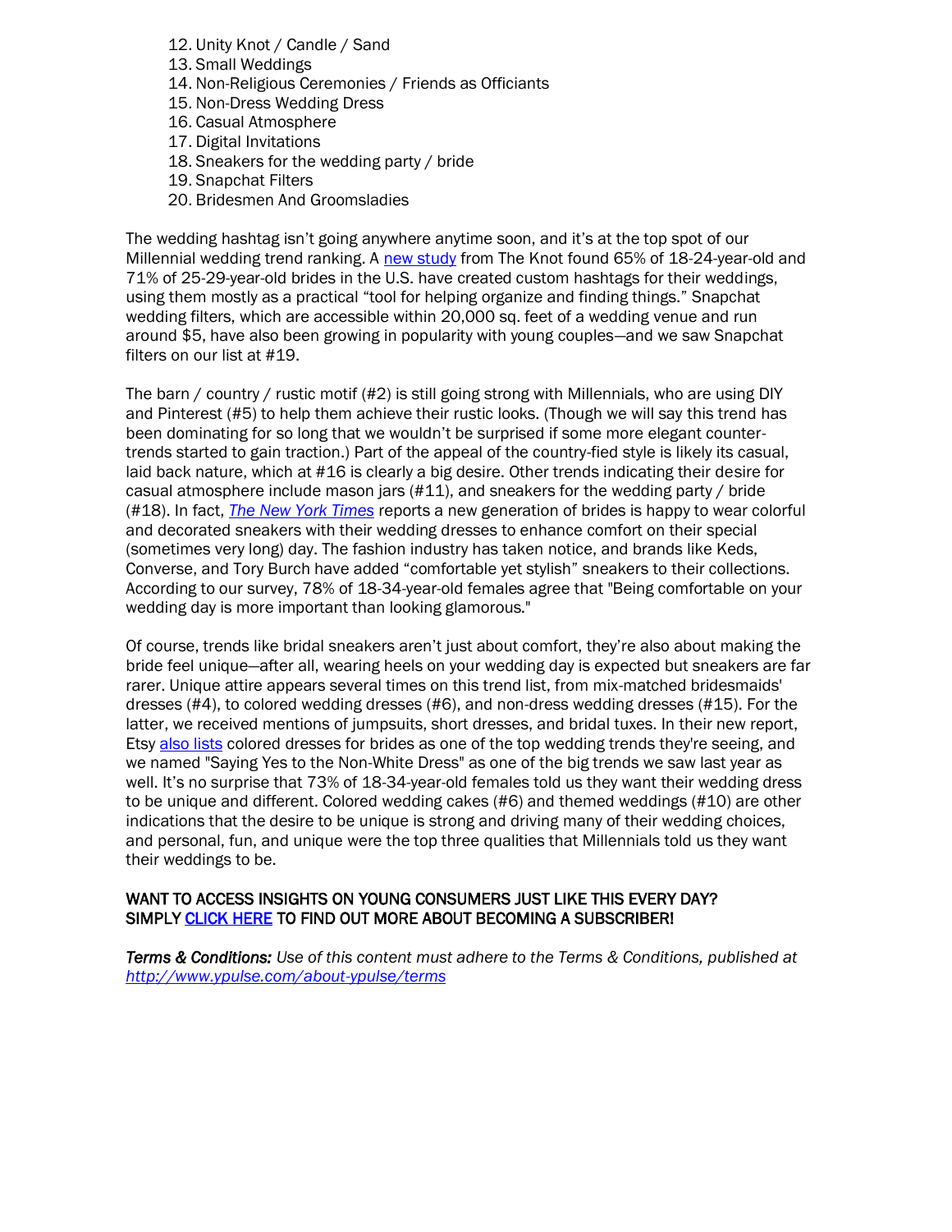12. Unity Knot / Candle / Sand
13. Small Weddings
14. Non-Religious Ceremonies / Friends as Officiants
15. Non-Dress Wedding Dress
16. Casual Atmosphere
17. Digital Invitations
18. Sneakers for the wedding party / bride
19. Snapchat Filters
20. Bridesmen And Groomsladies

The wedding hashtag isn't going anywhere anytime soon, and it's at the top spot of our Millennial wedding trend ranking. A [new study](#) from The Knot found 65% of 18-24-year-old and 71% of 25-29-year-old brides in the U.S. have created custom hashtags for their weddings, using them mostly as a practical "tool for helping organize and finding things." Snapchat wedding filters, which are accessible within 20,000 sq. feet of a wedding venue and run around $5, have also been growing in popularity with young couples—and we saw Snapchat filters on our list at #19.

The barn / country / rustic motif (#2) is still going strong with Millennials, who are using DIY and Pinterest (#5) to help them achieve their rustic looks. (Though we will say this trend has been dominating for so long that we wouldn't be surprised if some more elegant counter-trends started to gain traction.) Part of the appeal of the country-fied style is likely its casual, laid back nature, which at #16 is clearly a big desire. Other trends indicating their desire for casual atmosphere include mason jars (#11), and sneakers for the wedding party / bride (#18). In fact, [*The New York Times*](#) reports a new generation of brides is happy to wear colorful and decorated sneakers with their wedding dresses to enhance comfort on their special (sometimes very long) day. The fashion industry has taken notice, and brands like Keds, Converse, and Tory Burch have added "comfortable yet stylish" sneakers to their collections. According to our survey, 78% of 18-34-year-old females agree that "Being comfortable on your wedding day is more important than looking glamorous."

Of course, trends like bridal sneakers aren't just about comfort, they're also about making the bride feel unique—after all, wearing heels on your wedding day is expected but sneakers are far rarer. Unique attire appears several times on this trend list, from mix-matched bridesmaids' dresses (#4), to colored wedding dresses (#6), and non-dress wedding dresses (#15). For the latter, we received mentions of jumpsuits, short dresses, and bridal tuxes. In their new report, Etsy [also lists](#) colored dresses for brides as one of the top wedding trends they're seeing, and we named "Saying Yes to the Non-White Dress" as one of the big trends we saw last year as well. It's no surprise that 73% of 18-34-year-old females told us they want their wedding dress to be unique and different. Colored wedding cakes (#6) and themed weddings (#10) are other indications that the desire to be unique is strong and driving many of their wedding choices, and personal, fun, and unique were the top three qualities that Millennials told us they want their weddings to be.

WANT TO ACCESS INSIGHTS ON YOUNG CONSUMERS JUST LIKE THIS EVERY DAY?
SIMPLY [CLICK HERE](#) TO FIND OUT MORE ABOUT BECOMING A SUBSCRIBER!

***Terms & Conditions:*** *Use of this content must adhere to the Terms & Conditions, published at [http://www.ypulse.com/about-ypulse/terms](http://www.ypulse.com/about-ypulse/terms)*